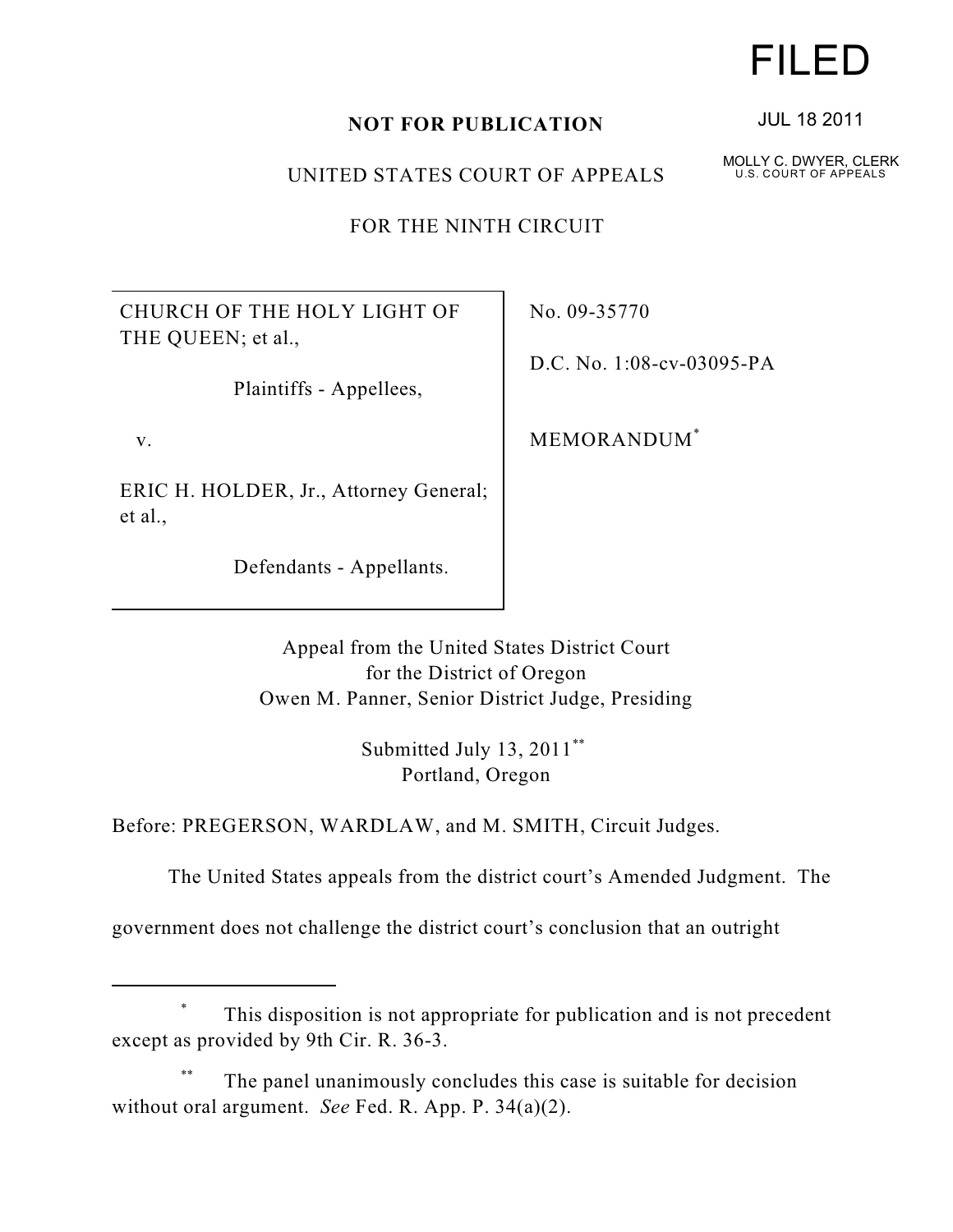FILED

JUL 18 2011

MOLLY C. DWYER, CLERK
U.S. COURT OF APPEALS

**NOT FOR PUBLICATION**

UNITED STATES COURT OF APPEALS

FOR THE NINTH CIRCUIT

| | |
|---|---|
| CHURCH OF THE HOLY LIGHT OF THE QUEEN; et al.,<br><br>Plaintiffs - Appellees,<br><br>v.<br><br>ERIC H. HOLDER, Jr., Attorney General; et al.,<br><br>Defendants - Appellants. | No. 09-35770<br><br>D.C. No. 1:08-cv-03095-PA<br><br>MEMORANDUM[*] |

Appeal from the United States District Court
for the District of Oregon
Owen M. Panner, Senior District Judge, Presiding

Submitted July 13, 2011[**]
Portland, Oregon

Before: PREGERSON, WARDLAW, and M. SMITH, Circuit Judges.

The United States appeals from the district court's Amended Judgment. The government does not challenge the district court's conclusion that an outright

---

[*] This disposition is not appropriate for publication and is not precedent except as provided by 9th Cir. R. 36-3.

[**] The panel unanimously concludes this case is suitable for decision without oral argument. *See* Fed. R. App. P. 34(a)(2).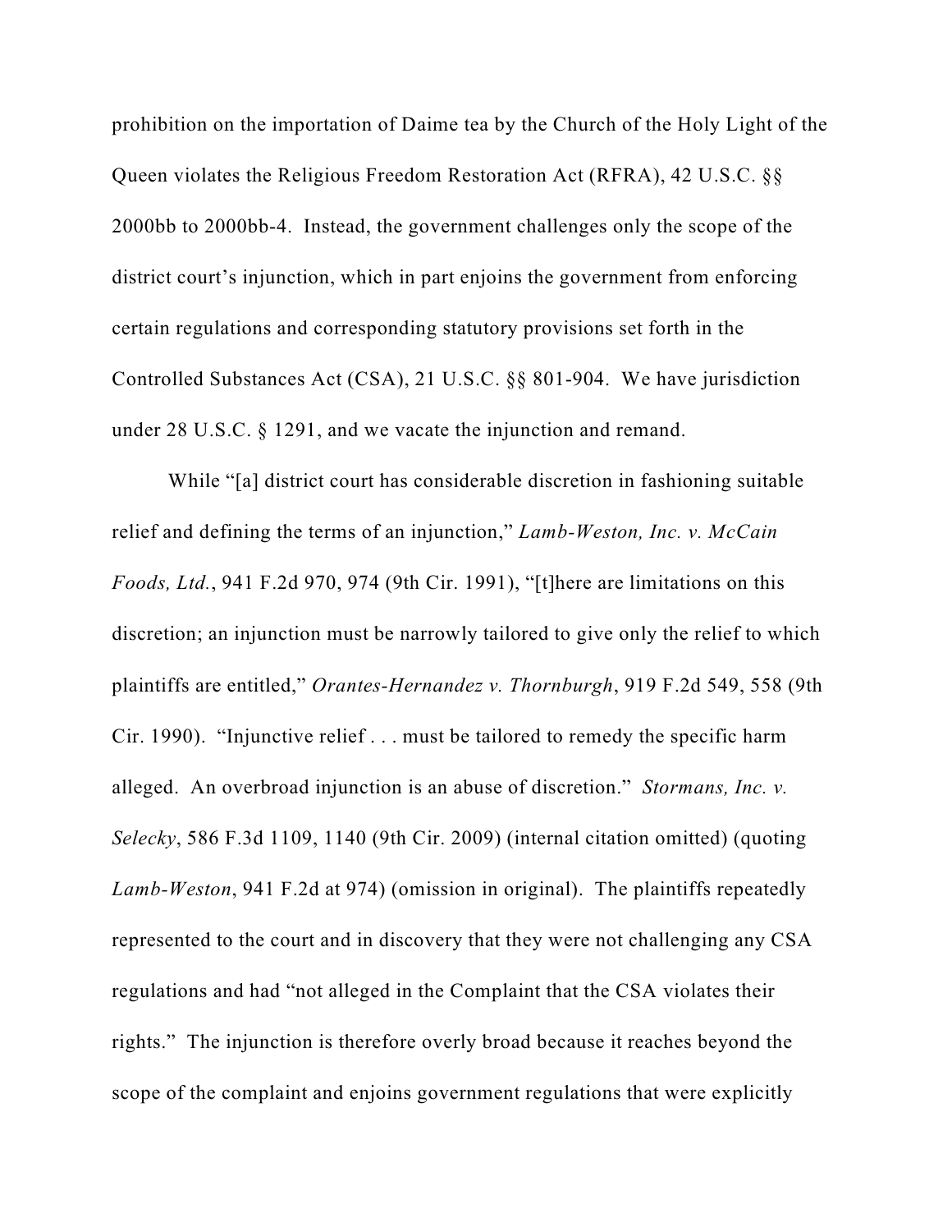prohibition on the importation of Daime tea by the Church of the Holy Light of the Queen violates the Religious Freedom Restoration Act (RFRA), 42 U.S.C. §§ 2000bb to 2000bb-4. Instead, the government challenges only the scope of the district court's injunction, which in part enjoins the government from enforcing certain regulations and corresponding statutory provisions set forth in the Controlled Substances Act (CSA), 21 U.S.C. §§ 801-904. We have jurisdiction under 28 U.S.C. § 1291, and we vacate the injunction and remand.

While "[a] district court has considerable discretion in fashioning suitable relief and defining the terms of an injunction," *Lamb-Weston, Inc. v. McCain Foods, Ltd.*, 941 F.2d 970, 974 (9th Cir. 1991), "[t]here are limitations on this discretion; an injunction must be narrowly tailored to give only the relief to which plaintiffs are entitled," *Orantes-Hernandez v. Thornburgh*, 919 F.2d 549, 558 (9th Cir. 1990). "Injunctive relief . . . must be tailored to remedy the specific harm alleged. An overbroad injunction is an abuse of discretion." *Stormans, Inc. v. Selecky*, 586 F.3d 1109, 1140 (9th Cir. 2009) (internal citation omitted) (quoting *Lamb-Weston*, 941 F.2d at 974) (omission in original). The plaintiffs repeatedly represented to the court and in discovery that they were not challenging any CSA regulations and had "not alleged in the Complaint that the CSA violates their rights." The injunction is therefore overly broad because it reaches beyond the scope of the complaint and enjoins government regulations that were explicitly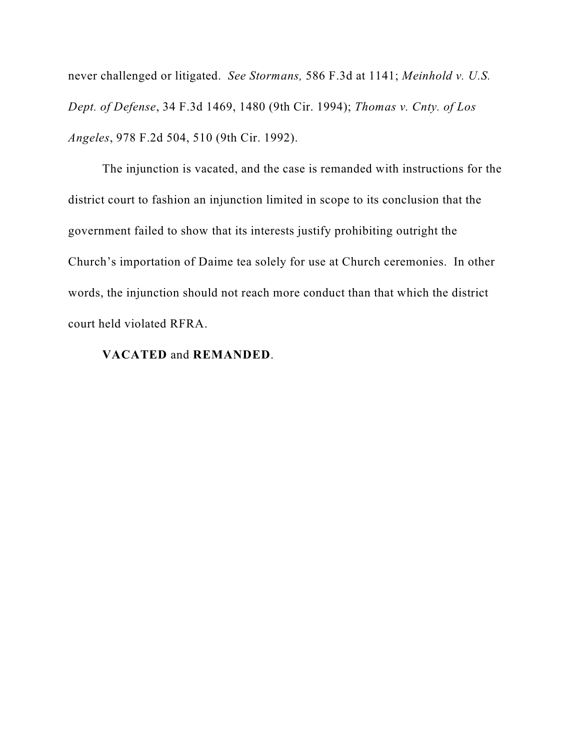never challenged or litigated. *See Stormans,* 586 F.3d at 1141; *Meinhold v. U.S. Dept. of Defense*, 34 F.3d 1469, 1480 (9th Cir. 1994); *Thomas v. Cnty. of Los Angeles*, 978 F.2d 504, 510 (9th Cir. 1992).

The injunction is vacated, and the case is remanded with instructions for the district court to fashion an injunction limited in scope to its conclusion that the government failed to show that its interests justify prohibiting outright the Church's importation of Daime tea solely for use at Church ceremonies. In other words, the injunction should not reach more conduct than that which the district court held violated RFRA.

**VACATED** and **REMANDED**.